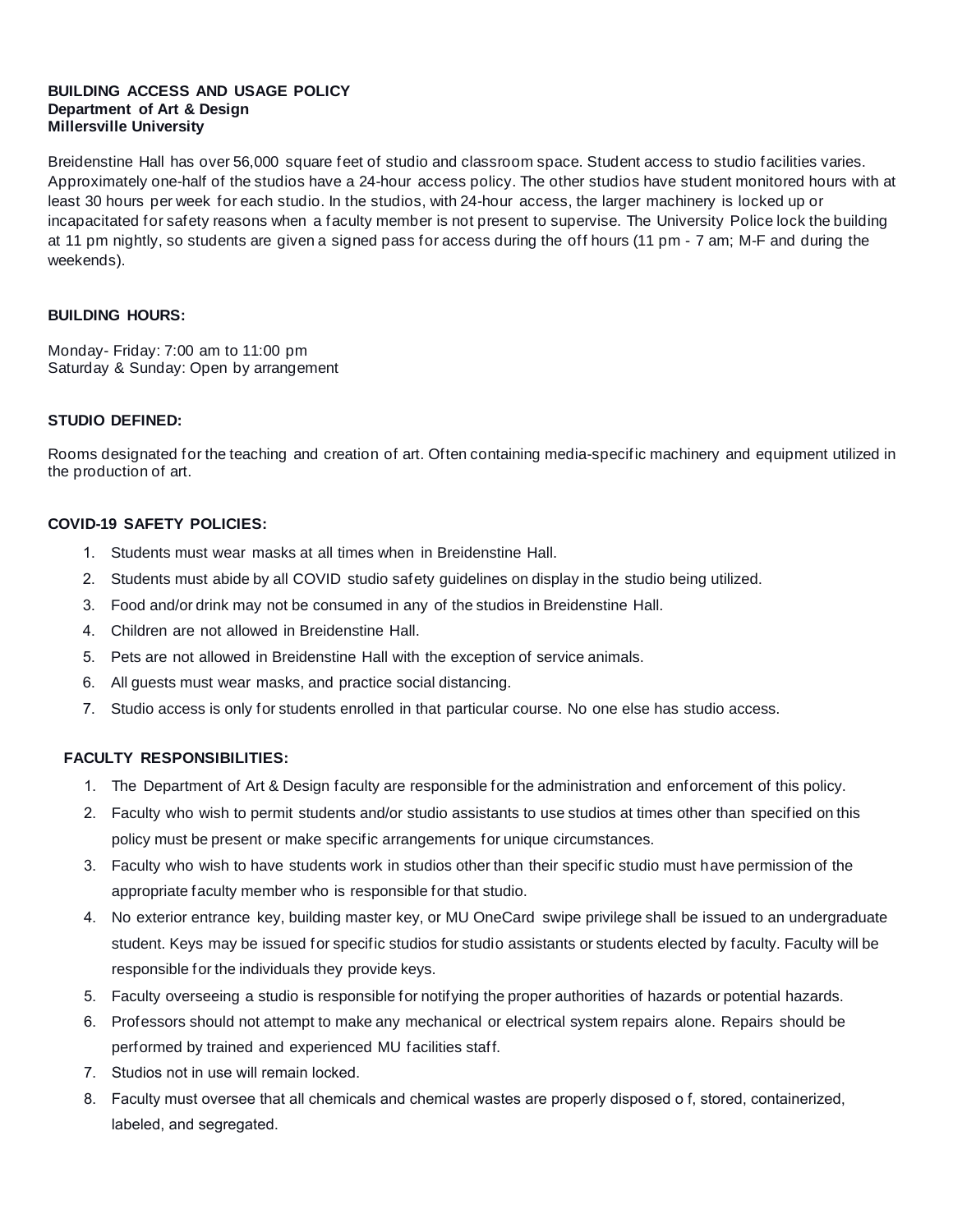**BUILDING ACCESS AND USAGE POLICY**
**Department of Art & Design**
**Millersville University**

Breidenstine Hall has over 56,000 square feet of studio and classroom space. Student access to studio facilities varies. Approximately one-half of the studios have a 24-hour access policy. The other studios have student monitored hours with at least 30 hours per week for each studio. In the studios, with 24-hour access, the larger machinery is locked up or incapacitated for safety reasons when a faculty member is not present to supervise. The University Police lock the building at 11 pm nightly, so students are given a signed pass for access during the off hours (11 pm - 7 am; M-F and during the weekends).

**BUILDING HOURS:**

Monday- Friday: 7:00 am to 11:00 pm
Saturday & Sunday: Open by arrangement

**STUDIO DEFINED:**

Rooms designated for the teaching and creation of art. Often containing media-specific machinery and equipment utilized in the production of art.

**COVID-19 SAFETY POLICIES:**

1. Students must wear masks at all times when in Breidenstine Hall.
2. Students must abide by all COVID studio safety guidelines on display in the studio being utilized.
3. Food and/or drink may not be consumed in any of the studios in Breidenstine Hall.
4. Children are not allowed in Breidenstine Hall.
5. Pets are not allowed in Breidenstine Hall with the exception of service animals.
6. All guests must wear masks, and practice social distancing.
7. Studio access is only for students enrolled in that particular course. No one else has studio access.

**FACULTY RESPONSIBILITIES:**

1. The Department of Art & Design faculty are responsible for the administration and enforcement of this policy.
2. Faculty who wish to permit students and/or studio assistants to use studios at times other than specified on this policy must be present or make specific arrangements for unique circumstances.
3. Faculty who wish to have students work in studios other than their specific studio must have permission of the appropriate faculty member who is responsible for that studio.
4. No exterior entrance key, building master key, or MU OneCard swipe privilege shall be issued to an undergraduate student. Keys may be issued for specific studios for studio assistants or students elected by faculty. Faculty will be responsible for the individuals they provide keys.
5. Faculty overseeing a studio is responsible for notifying the proper authorities of hazards or potential hazards.
6. Professors should not attempt to make any mechanical or electrical system repairs alone. Repairs should be performed by trained and experienced MU facilities staff.
7. Studios not in use will remain locked.
8. Faculty must oversee that all chemicals and chemical wastes are properly disposed o f, stored, containerized, labeled, and segregated.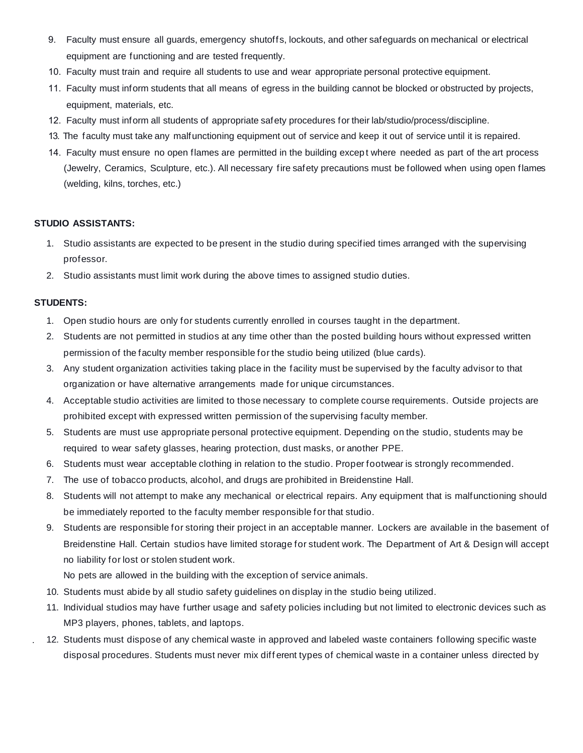9. Faculty must ensure all guards, emergency shutoffs, lockouts, and other safeguards on mechanical or electrical equipment are functioning and are tested frequently.
10. Faculty must train and require all students to use and wear appropriate personal protective equipment.
11. Faculty must inform students that all means of egress in the building cannot be blocked or obstructed by projects, equipment, materials, etc.
12. Faculty must inform all students of appropriate safety procedures for their lab/studio/process/discipline.
13. The faculty must take any malfunctioning equipment out of service and keep it out of service until it is repaired.
14. Faculty must ensure no open flames are permitted in the building except where needed as part of the art process (Jewelry, Ceramics, Sculpture, etc.). All necessary fire safety precautions must be followed when using open flames (welding, kilns, torches, etc.)

**STUDIO ASSISTANTS:**

1. Studio assistants are expected to be present in the studio during specified times arranged with the supervising professor.
2. Studio assistants must limit work during the above times to assigned studio duties.

**STUDENTS:**

1. Open studio hours are only for students currently enrolled in courses taught in the department.
2. Students are not permitted in studios at any time other than the posted building hours without expressed written permission of the faculty member responsible for the studio being utilized (blue cards).
3. Any student organization activities taking place in the facility must be supervised by the faculty advisor to that organization or have alternative arrangements made for unique circumstances.
4. Acceptable studio activities are limited to those necessary to complete course requirements. Outside projects are prohibited except with expressed written permission of the supervising faculty member.
5. Students are must use appropriate personal protective equipment. Depending on the studio, students may be required to wear safety glasses, hearing protection, dust masks, or another PPE.
6. Students must wear acceptable clothing in relation to the studio. Proper footwear is strongly recommended.
7. The use of tobacco products, alcohol, and drugs are prohibited in Breidenstine Hall.
8. Students will not attempt to make any mechanical or electrical repairs. Any equipment that is malfunctioning should be immediately reported to the faculty member responsible for that studio.
9. Students are responsible for storing their project in an acceptable manner. Lockers are available in the basement of Breidenstine Hall. Certain studios have limited storage for student work. The Department of Art & Design will accept no liability for lost or stolen student work.

   No pets are allowed in the building with the exception of service animals.
10. Students must abide by all studio safety guidelines on display in the studio being utilized.
11. Individual studios may have further usage and safety policies including but not limited to electronic devices such as MP3 players, phones, tablets, and laptops.
12. Students must dispose of any chemical waste in approved and labeled waste containers following specific waste disposal procedures. Students must never mix different types of chemical waste in a container unless directed by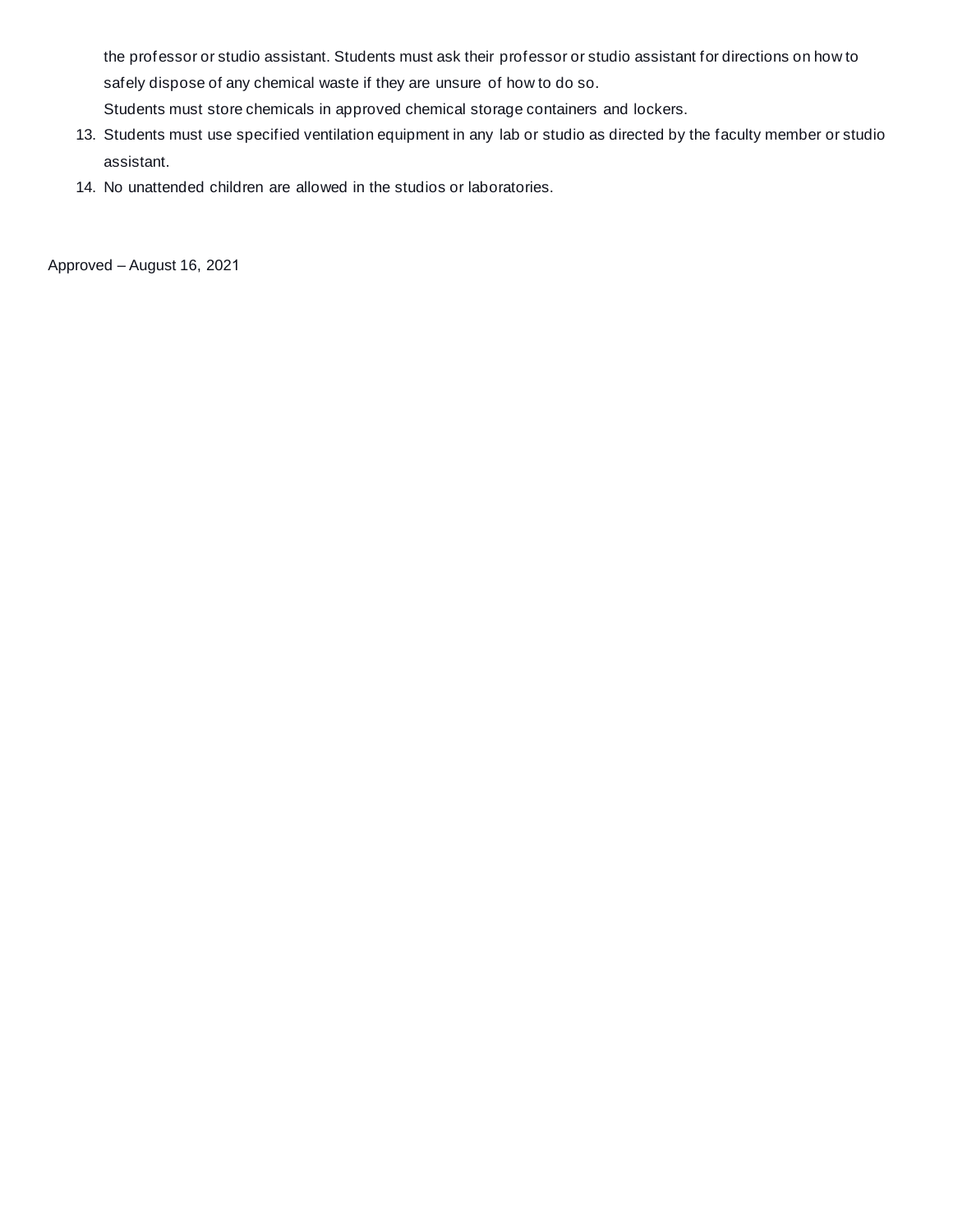the professor or studio assistant. Students must ask their professor or studio assistant for directions on how to safely dispose of any chemical waste if they are unsure of how to do so.

Students must store chemicals in approved chemical storage containers and lockers.

13. Students must use specified ventilation equipment in any lab or studio as directed by the faculty member or studio assistant.
14. No unattended children are allowed in the studios or laboratories.

Approved – August 16, 2021